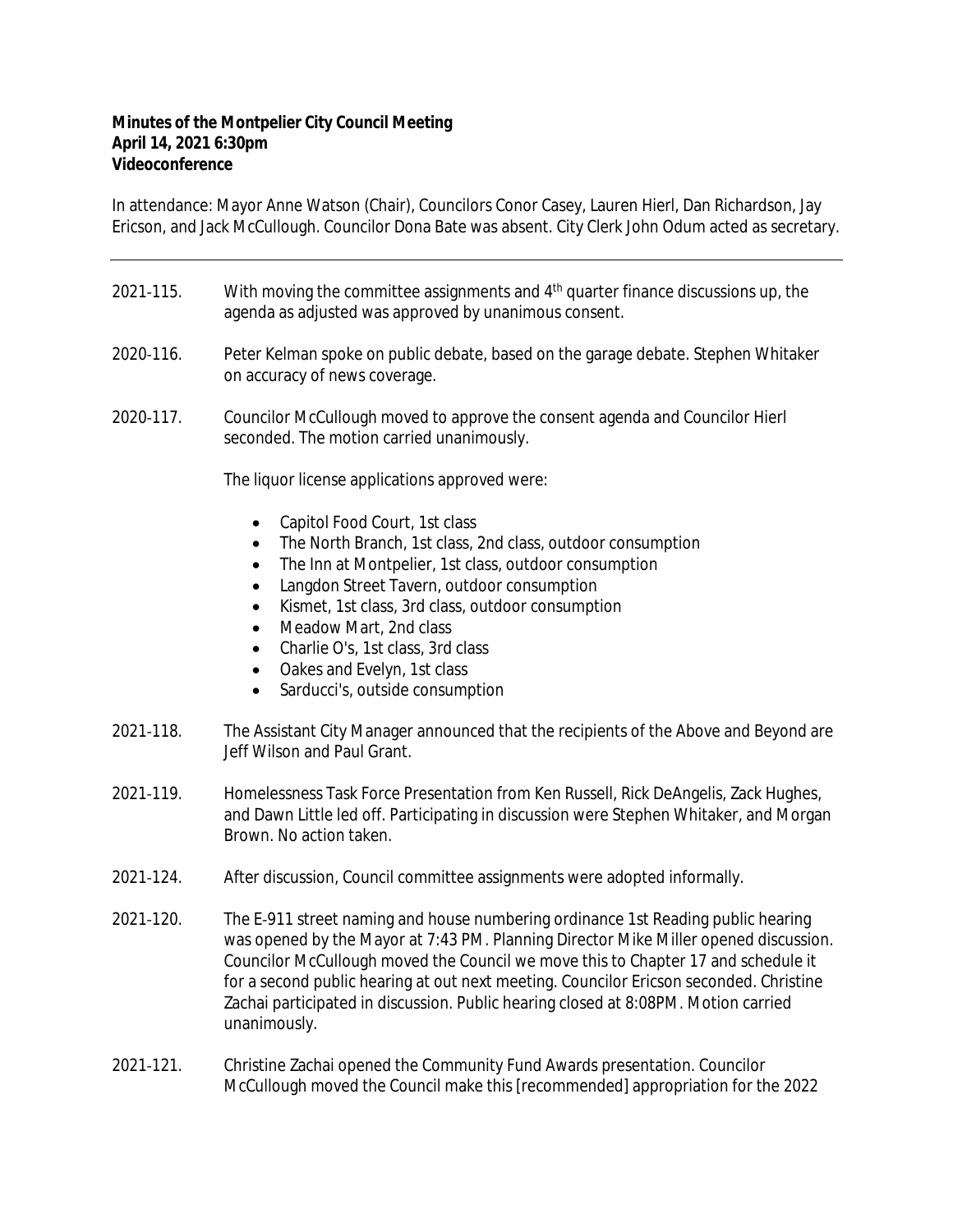**Minutes of the Montpelier City Council Meeting**
**April 14, 2021 6:30pm**
**Videoconference**

In attendance: Mayor Anne Watson (Chair), Councilors Conor Casey, Lauren Hierl, Dan Richardson, Jay Ericson, and Jack McCullough. Councilor Dona Bate was absent. City Clerk John Odum acted as secretary.

---

2021-115. With moving the committee assignments and 4th quarter finance discussions up, the agenda as adjusted was approved by unanimous consent.

2020-116. Peter Kelman spoke on public debate, based on the garage debate. Stephen Whitaker on accuracy of news coverage.

2020-117. Councilor McCullough moved to approve the consent agenda and Councilor Hierl seconded. The motion carried unanimously.

The liquor license applications approved were:

- Capitol Food Court, 1st class
- The North Branch, 1st class, 2nd class, outdoor consumption
- The Inn at Montpelier, 1st class, outdoor consumption
- Langdon Street Tavern, outdoor consumption
- Kismet, 1st class, 3rd class, outdoor consumption
- Meadow Mart, 2nd class
- Charlie O's, 1st class, 3rd class
- Oakes and Evelyn, 1st class
- Sarducci's, outside consumption

2021-118. The Assistant City Manager announced that the recipients of the Above and Beyond are Jeff Wilson and Paul Grant.

2021-119. Homelessness Task Force Presentation from Ken Russell, Rick DeAngelis, Zack Hughes, and Dawn Little led off. Participating in discussion were Stephen Whitaker, and Morgan Brown. No action taken.

2021-124. After discussion, Council committee assignments were adopted informally.

2021-120. The E-911 street naming and house numbering ordinance 1st Reading public hearing was opened by the Mayor at 7:43 PM. Planning Director Mike Miller opened discussion. Councilor McCullough moved the Council we move this to Chapter 17 and schedule it for a second public hearing at out next meeting. Councilor Ericson seconded. Christine Zachai participated in discussion. Public hearing closed at 8:08PM. Motion carried unanimously.

2021-121. Christine Zachai opened the Community Fund Awards presentation. Councilor McCullough moved the Council make this [recommended] appropriation for the 2022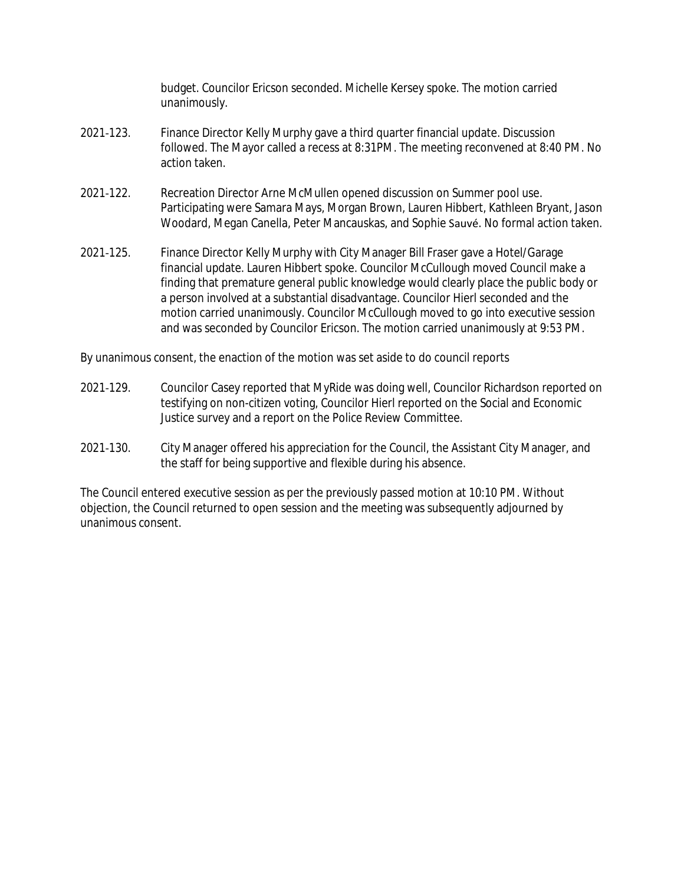budget. Councilor Ericson seconded. Michelle Kersey spoke. The motion carried unanimously.

2021-123. Finance Director Kelly Murphy gave a third quarter financial update. Discussion followed. The Mayor called a recess at 8:31PM. The meeting reconvened at 8:40 PM. No action taken.

2021-122. Recreation Director Arne McMullen opened discussion on Summer pool use. Participating were Samara Mays, Morgan Brown, Lauren Hibbert, Kathleen Bryant, Jason Woodard, Megan Canella, Peter Mancauskas, and Sophie Sauvé. No formal action taken.

2021-125. Finance Director Kelly Murphy with City Manager Bill Fraser gave a Hotel/Garage financial update. Lauren Hibbert spoke. Councilor McCullough moved Council make a finding that premature general public knowledge would clearly place the public body or a person involved at a substantial disadvantage. Councilor Hierl seconded and the motion carried unanimously. Councilor McCullough moved to go into executive session and was seconded by Councilor Ericson. The motion carried unanimously at 9:53 PM.

By unanimous consent, the enaction of the motion was set aside to do council reports

2021-129. Councilor Casey reported that MyRide was doing well, Councilor Richardson reported on testifying on non-citizen voting, Councilor Hierl reported on the Social and Economic Justice survey and a report on the Police Review Committee.

2021-130. City Manager offered his appreciation for the Council, the Assistant City Manager, and the staff for being supportive and flexible during his absence.

The Council entered executive session as per the previously passed motion at 10:10 PM. Without objection, the Council returned to open session and the meeting was subsequently adjourned by unanimous consent.